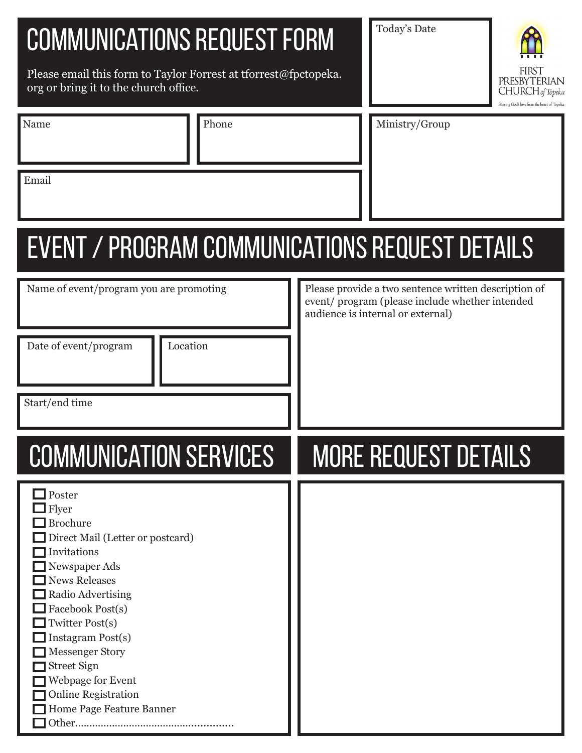# COMMUNICATIONS REQUEST FORM

Please email this form to Taylor Forrest at tforrest@fpctopeka.org or bring it to the church office.

Today's Date

FIRST PRESBYTERIAN CHURCH of Topeka

Sharing God's love from the heart of Topeka

Name

Phone

Ministry/Group

Email

# EVENT / PROGRAM COMMUNICATIONS REQUEST DETAILS

Name of event/program you are promoting

Please provide a two sentence written description of event/ program (please include whether intended audience is internal or external)

Date of event/program

Location

Start/end time

# COMMUNICATION SERVICES

- [ ] Poster
- [ ] Flyer
- [ ] Brochure
- [ ] Direct Mail (Letter or postcard)
- [ ] Invitations
- [ ] Newspaper Ads
- [ ] News Releases
- [ ] Radio Advertising
- [ ] Facebook Post(s)
- [ ] Twitter Post(s)
- [ ] Instagram Post(s)
- [ ] Messenger Story
- [ ] Street Sign
- [ ] Webpage for Event
- [ ] Online Registration
- [ ] Home Page Feature Banner
- [ ] Other.......................................................

# MORE REQUEST DETAILS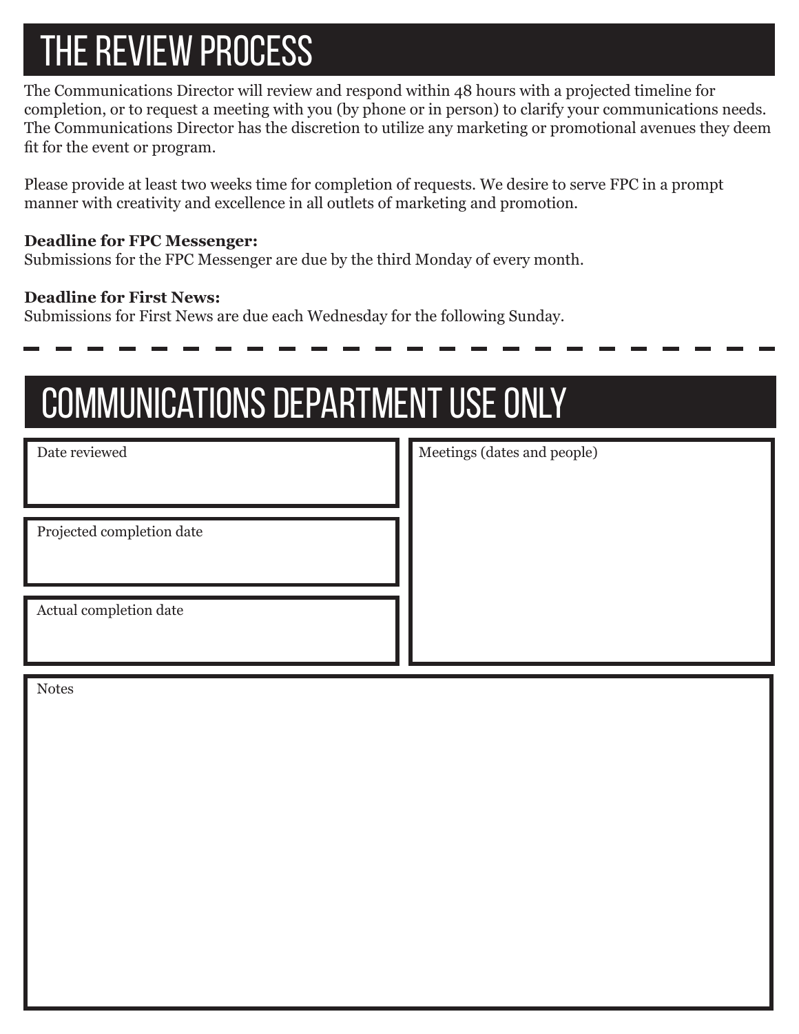# THE REVIEW PROCESS

The Communications Director will review and respond within 48 hours with a projected timeline for completion, or to request a meeting with you (by phone or in person) to clarify your communications needs. The Communications Director has the discretion to utilize any marketing or promotional avenues they deem fit for the event or program.

Please provide at least two weeks time for completion of requests. We desire to serve FPC in a prompt manner with creativity and excellence in all outlets of marketing and promotion.

**Deadline for FPC Messenger:**
Submissions for the FPC Messenger are due by the third Monday of every month.

**Deadline for First News:**
Submissions for First News are due each Wednesday for the following Sunday.

# COMMUNICATIONS DEPARTMENT USE ONLY

Date reviewed

Projected completion date

Actual completion date

Meetings (dates and people)

Notes